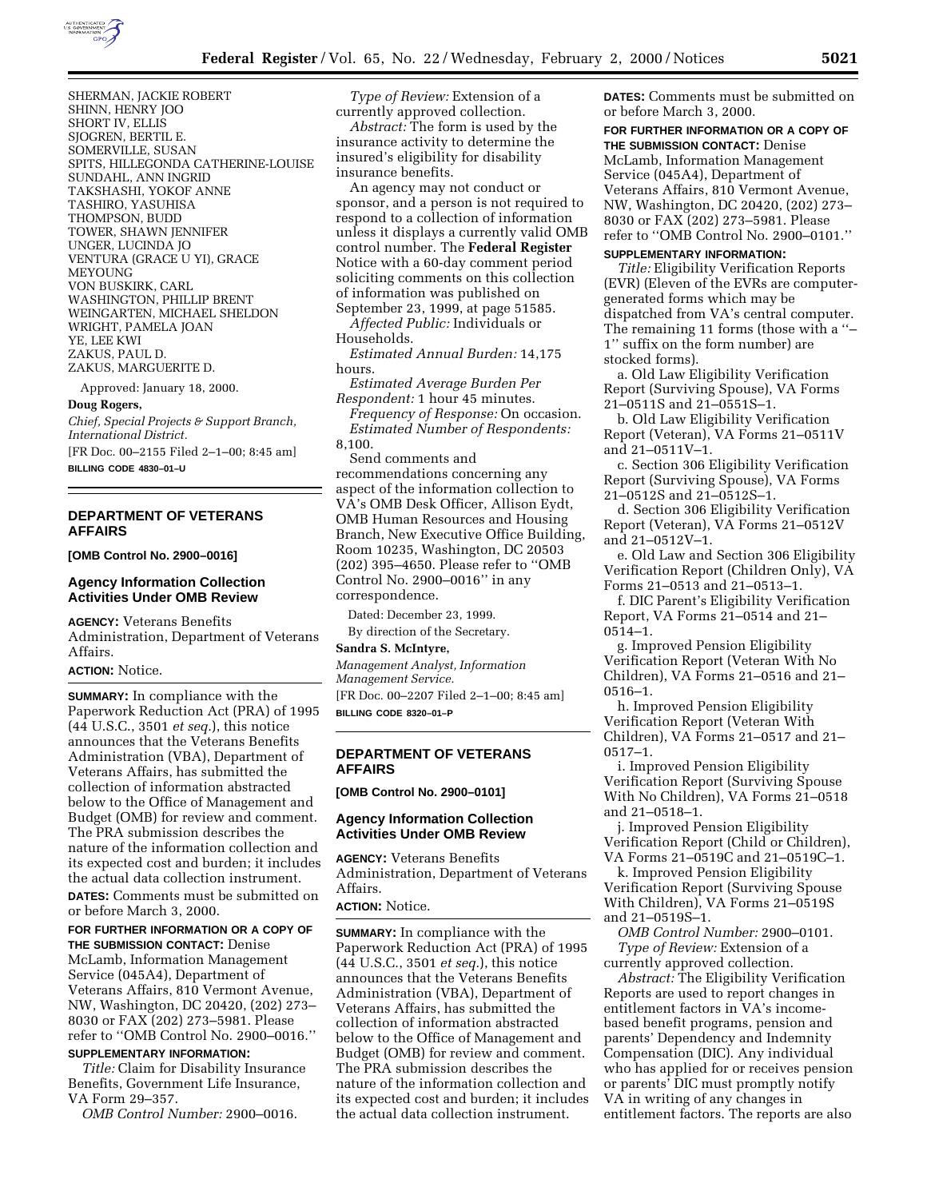SHERMAN, JACKIE ROBERT
SHINN, HENRY JOO
SHORT IV, ELLIS
SJOGREN, BERTIL E.
SOMERVILLE, SUSAN
SPITS, HILLEGONDA CATHERINE-LOUISE
SUNDAHL, ANN INGRID
TAKSHASHI, YOKOF ANNE
TASHIRO, YASUHISA
THOMPSON, BUDD
TOWER, SHAWN JENNIFER
UNGER, LUCINDA JO
VENTURA (GRACE U YI), GRACE MEYOUNG
VON BUSKIRK, CARL
WASHINGTON, PHILLIP BRENT
WEINGARTEN, MICHAEL SHELDON
WRIGHT, PAMELA JOAN
YE, LEE KWI
ZAKUS, PAUL D.
ZAKUS, MARGUERITE D.

Approved: January 18, 2000.

**Doug Rogers,**

*Chief, Special Projects & Support Branch, International District.*

[FR Doc. 00–2155 Filed 2–1–00; 8:45 am]

**BILLING CODE 4830–01–U**

## DEPARTMENT OF VETERANS AFFAIRS

**[OMB Control No. 2900–0016]**

### Agency Information Collection Activities Under OMB Review

**AGENCY:** Veterans Benefits Administration, Department of Veterans Affairs.

**ACTION:** Notice.

**SUMMARY:** In compliance with the Paperwork Reduction Act (PRA) of 1995 (44 U.S.C., 3501 *et seq.*), this notice announces that the Veterans Benefits Administration (VBA), Department of Veterans Affairs, has submitted the collection of information abstracted below to the Office of Management and Budget (OMB) for review and comment. The PRA submission describes the nature of the information collection and its expected cost and burden; it includes the actual data collection instrument.

**DATES:** Comments must be submitted on or before March 3, 2000.

**FOR FURTHER INFORMATION OR A COPY OF THE SUBMISSION CONTACT:** Denise McLamb, Information Management Service (045A4), Department of Veterans Affairs, 810 Vermont Avenue, NW, Washington, DC 20420, (202) 273–8030 or FAX (202) 273–5981. Please refer to ''OMB Control No. 2900–0016.''

**SUPPLEMENTARY INFORMATION:**

*Title:* Claim for Disability Insurance Benefits, Government Life Insurance, VA Form 29–357.

*OMB Control Number:* 2900–0016.

*Type of Review:* Extension of a currently approved collection.

*Abstract:* The form is used by the insurance activity to determine the insured's eligibility for disability insurance benefits.

An agency may not conduct or sponsor, and a person is not required to respond to a collection of information unless it displays a currently valid OMB control number. The **Federal Register** Notice with a 60-day comment period soliciting comments on this collection of information was published on September 23, 1999, at page 51585.

*Affected Public:* Individuals or Households.

*Estimated Annual Burden:* 14,175 hours.

*Estimated Average Burden Per Respondent:* 1 hour 45 minutes.

*Frequency of Response:* On occasion.

*Estimated Number of Respondents:* 8,100.

Send comments and recommendations concerning any aspect of the information collection to VA's OMB Desk Officer, Allison Eydt, OMB Human Resources and Housing Branch, New Executive Office Building, Room 10235, Washington, DC 20503 (202) 395–4650. Please refer to ''OMB Control No. 2900–0016'' in any correspondence.

Dated: December 23, 1999.

By direction of the Secretary.

**Sandra S. McIntyre,**

*Management Analyst, Information Management Service.*

[FR Doc. 00–2207 Filed 2–1–00; 8:45 am]

**BILLING CODE 8320–01–P**

## DEPARTMENT OF VETERANS AFFAIRS

**[OMB Control No. 2900–0101]**

### Agency Information Collection Activities Under OMB Review

**AGENCY:** Veterans Benefits Administration, Department of Veterans Affairs.

**ACTION:** Notice.

**SUMMARY:** In compliance with the Paperwork Reduction Act (PRA) of 1995 (44 U.S.C., 3501 *et seq.*), this notice announces that the Veterans Benefits Administration (VBA), Department of Veterans Affairs, has submitted the collection of information abstracted below to the Office of Management and Budget (OMB) for review and comment. The PRA submission describes the nature of the information collection and its expected cost and burden; it includes the actual data collection instrument.

**DATES:** Comments must be submitted on or before March 3, 2000.

**FOR FURTHER INFORMATION OR A COPY OF THE SUBMISSION CONTACT:** Denise McLamb, Information Management Service (045A4), Department of Veterans Affairs, 810 Vermont Avenue, NW, Washington, DC 20420, (202) 273–8030 or FAX (202) 273–5981. Please refer to ''OMB Control No. 2900–0101.''

**SUPPLEMENTARY INFORMATION:**

*Title:* Eligibility Verification Reports (EVR) (Eleven of the EVRs are computer-generated forms which may be dispatched from VA's central computer. The remaining 11 forms (those with a ''–1'' suffix on the form number) are stocked forms).

a. Old Law Eligibility Verification Report (Surviving Spouse), VA Forms 21–0511S and 21–0551S–1.

b. Old Law Eligibility Verification Report (Veteran), VA Forms 21–0511V and 21–0511V–1.

c. Section 306 Eligibility Verification Report (Surviving Spouse), VA Forms 21–0512S and 21–0512S–1.

d. Section 306 Eligibility Verification Report (Veteran), VA Forms 21–0512V and 21–0512V–1.

e. Old Law and Section 306 Eligibility Verification Report (Children Only), VA Forms 21–0513 and 21–0513–1.

f. DIC Parent's Eligibility Verification Report, VA Forms 21–0514 and 21–0514–1.

g. Improved Pension Eligibility Verification Report (Veteran With No Children), VA Forms 21–0516 and 21–0516–1.

h. Improved Pension Eligibility Verification Report (Veteran With Children), VA Forms 21–0517 and 21–0517–1.

i. Improved Pension Eligibility Verification Report (Surviving Spouse With No Children), VA Forms 21–0518 and 21–0518–1.

j. Improved Pension Eligibility Verification Report (Child or Children), VA Forms 21–0519C and 21–0519C–1.

k. Improved Pension Eligibility Verification Report (Surviving Spouse With Children), VA Forms 21–0519S and 21–0519S–1.

*OMB Control Number:* 2900–0101.

*Type of Review:* Extension of a currently approved collection.

*Abstract:* The Eligibility Verification Reports are used to report changes in entitlement factors in VA's income-based benefit programs, pension and parents' Dependency and Indemnity Compensation (DIC). Any individual who has applied for or receives pension or parents' DIC must promptly notify VA in writing of any changes in entitlement factors. The reports are also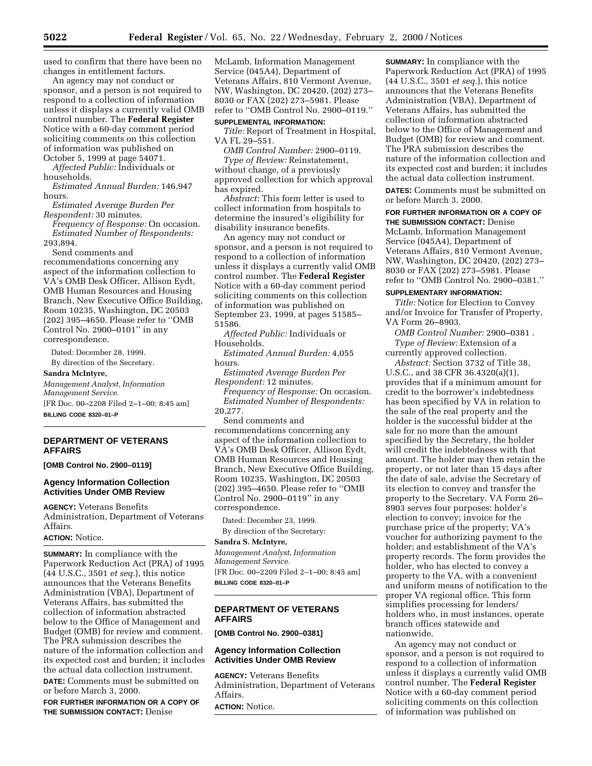used to confirm that there have been no changes in entitlement factors.

An agency may not conduct or sponsor, and a person is not required to respond to a collection of information unless it displays a currently valid OMB control number. The **Federal Register** Notice with a 60-day comment period soliciting comments on this collection of information was published on October 5, 1999 at page 54071.

*Affected Public:* Individuals or households.

*Estimated Annual Burden:* 146,947 hours.

*Estimated Average Burden Per Respondent:* 30 minutes.

*Frequency of Response:* On occasion.

*Estimated Number of Respondents:* 293,894.

Send comments and recommendations concerning any aspect of the information collection to VA's OMB Desk Officer, Allison Eydt, OMB Human Resources and Housing Branch, New Executive Office Building, Room 10235, Washington, DC 20503 (202) 395–4650. Please refer to ''OMB Control No. 2900–0101'' in any correspondence.

Dated: December 28, 1999.

By direction of the Secretary.

**Sandra McIntyre,**

*Management Analyst, Information Management Service.*

[FR Doc. 00–2208 Filed 2–1–00; 8:45 am]

**BILLING CODE 8320–01–P**

## DEPARTMENT OF VETERANS AFFAIRS

**[OMB Control No. 2900–0119]**

### Agency Information Collection Activities Under OMB Review

**AGENCY:** Veterans Benefits Administration, Department of Veterans Affairs.

**ACTION:** Notice.

**SUMMARY:** In compliance with the Paperwork Reduction Act (PRA) of 1995 (44 U.S.C., 3501 *et seq.*), this notice announces that the Veterans Benefits Administration (VBA), Department of Veterans Affairs, has submitted the collection of information abstracted below to the Office of Management and Budget (OMB) for review and comment. The PRA submission describes the nature of the information collection and its expected cost and burden; it includes the actual data collection instrument.

**DATE:** Comments must be submitted on or before March 3, 2000.

**FOR FURTHER INFORMATION OR A COPY OF THE SUBMISSION CONTACT:** Denise McLamb, Information Management Service (045A4), Department of Veterans Affairs, 810 Vermont Avenue, NW, Washington, DC 20420, (202) 273–8030 or FAX (202) 273–5981. Please refer to ''OMB Control No. 2900–0119.''

**SUPPLEMENTAL INFORMATION:**

*Title:* Report of Treatment in Hospital, VA FL 29–551.

*OMB Control Number:* 2900–0119.

*Type of Review:* Reinstatement, without change, of a previously approved collection for which approval has expired.

*Abstract:* This form letter is used to collect information from hospitals to determine the insured's eligibility for disability insurance benefits.

An agency may not conduct or sponsor, and a person is not required to respond to a collection of information unless it displays a currently valid OMB control number. The **Federal Register** Notice with a 60-day comment period soliciting comments on this collection of information was published on September 23, 1999, at pages 51585–51586.

*Affected Public:* Individuals or Households.

*Estimated Annual Burden:* 4,055 hours.

*Estimated Average Burden Per Respondent:* 12 minutes.

*Frequency of Response:* On occasion.

*Estimated Number of Respondents:* 20,277.

Send comments and recommendations concerning any aspect of the information collection to VA's OMB Desk Officer, Allison Eydt, OMB Human Resources and Housing Branch, New Executive Office Building, Room 10235, Washington, DC 20503 (202) 395–4650. Please refer to ''OMB Control No. 2900–0119'' in any correspondence.

Dated: December 23, 1999.

By direction of the Secretary:

**Sandra S. McIntyre,**

*Management Analyst, Information Management Service.*

[FR Doc. 00–2209 Filed 2–1–00; 8:45 am]

**BILLING CODE 8320–01–P**

## DEPARTMENT OF VETERANS AFFAIRS

**[OMB Control No. 2900–0381]**

### Agency Information Collection Activities Under OMB Review

**AGENCY:** Veterans Benefits Administration, Department of Veterans Affairs.

**ACTION:** Notice.

**SUMMARY:** In compliance with the Paperwork Reduction Act (PRA) of 1995 (44 U.S.C., 3501 *et seq.*), this notice announces that the Veterans Benefits Administration (VBA), Department of Veterans Affairs, has submitted the collection of information abstracted below to the Office of Management and Budget (OMB) for review and comment. The PRA submission describes the nature of the information collection and its expected cost and burden; it includes the actual data collection instrument.

**DATES:** Comments must be submitted on or before March 3, 2000.

**FOR FURTHER INFORMATION OR A COPY OF THE SUBMISSION CONTACT:** Denise McLamb, Information Management Service (045A4), Department of Veterans Affairs, 810 Vermont Avenue, NW, Washington, DC 20420, (202) 273–8030 or FAX (202) 273–5981. Please refer to ''OMB Control No. 2900–0381.''

**SUPPLEMENTARY INFORMATION:**

*Title:* Notice for Election to Convey and/or Invoice for Transfer of Property, VA Form 26–8903.

*OMB Control Number:* 2900–0381 .

*Type of Review:* Extension of a currently approved collection.

*Abstract:* Section 3732 of Title 38, U.S.C., and 38 CFR 36.4320(a)(1), provides that if a minimum amount for credit to the borrower's indebtedness has been specified by VA in relation to the sale of the real property and the holder is the successful bidder at the sale for no more than the amount specified by the Secretary, the holder will credit the indebtedness with that amount. The holder may then retain the property, or not later than 15 days after the date of sale, advise the Secretary of its election to convey and transfer the property to the Secretary. VA Form 26–8903 serves four purposes: holder's election to convey; invoice for the purchase price of the property; VA's voucher for authorizing payment to the holder; and establishment of the VA's property records. The form provides the holder, who has elected to convey a property to the VA, with a convenient and uniform means of notification to the proper VA regional office. This form simplifies processing for lenders/holders who, in most instances, operate branch offices statewide and nationwide.

An agency may not conduct or sponsor, and a person is not required to respond to a collection of information unless it displays a currently valid OMB control number. The **Federal Register** Notice with a 60-day comment period soliciting comments on this collection of information was published on